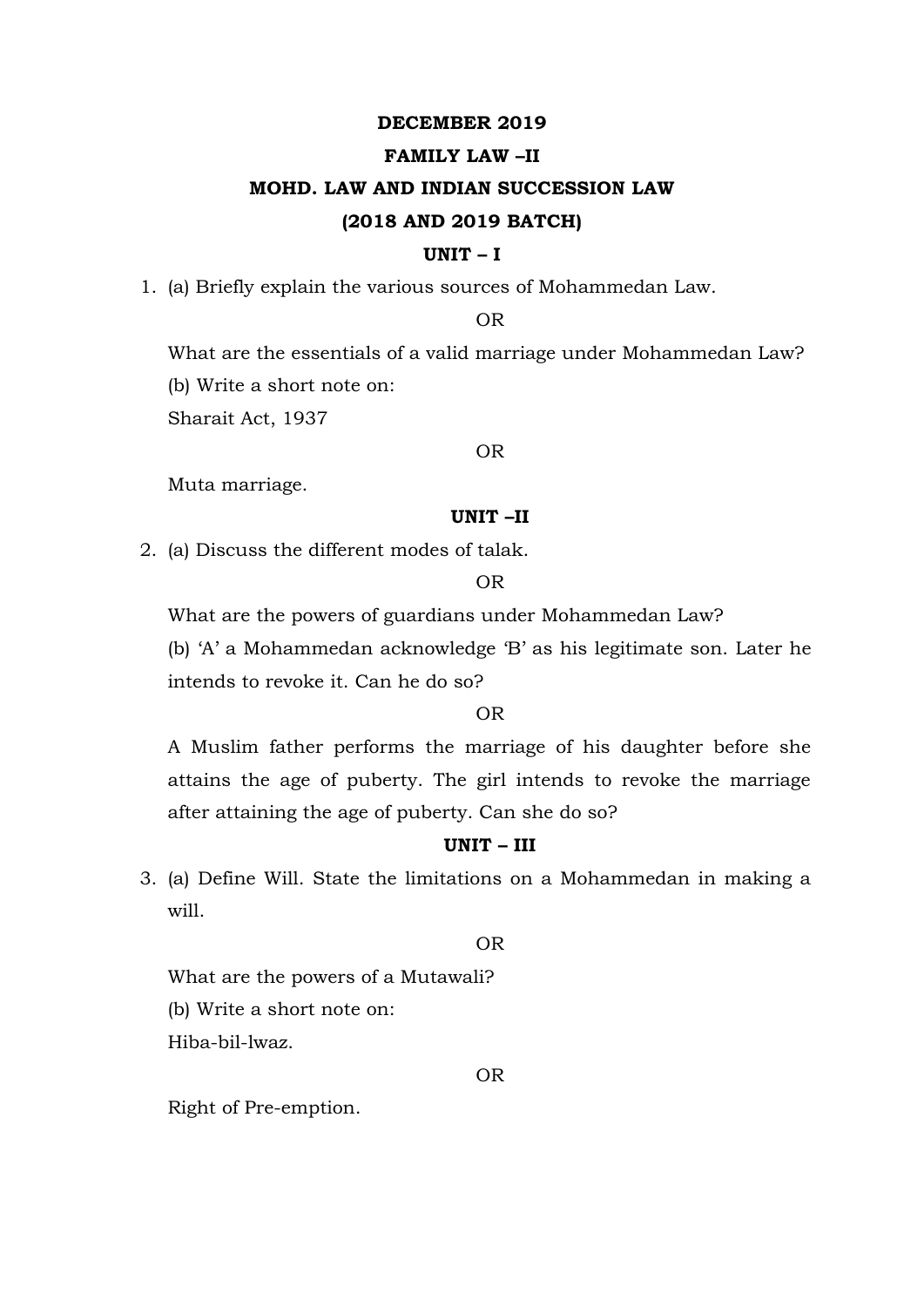**DECEMBER 2019**

**FAMILY LAW –II**

**MOHD. LAW AND INDIAN SUCCESSION LAW**

**(2018 AND 2019 BATCH)**

**UNIT – I**

1. (a) Briefly explain the various sources of Mohammedan Law.

   OR

   What are the essentials of a valid marriage under Mohammedan Law?

   (b) Write a short note on:

   Sharait Act, 1937

   OR

   Muta marriage.

**UNIT –II**

2. (a) Discuss the different modes of talak.

   OR

   What are the powers of guardians under Mohammedan Law?

   (b) 'A' a Mohammedan acknowledge 'B' as his legitimate son. Later he intends to revoke it. Can he do so?

   OR

   A Muslim father performs the marriage of his daughter before she attains the age of puberty. The girl intends to revoke the marriage after attaining the age of puberty. Can she do so?

**UNIT – III**

3. (a) Define Will. State the limitations on a Mohammedan in making a will.

   OR

   What are the powers of a Mutawali?

   (b) Write a short note on:

   Hiba-bil-lwaz.

   OR

   Right of Pre-emption.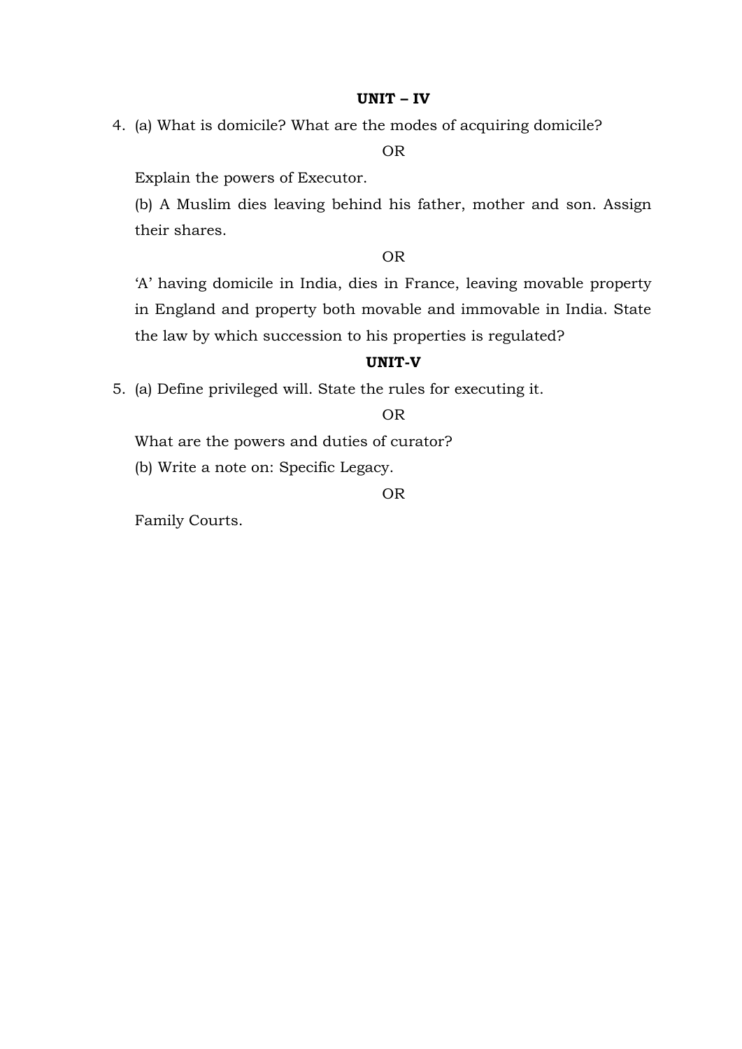**UNIT – IV**

4. (a) What is domicile? What are the modes of acquiring domicile?

OR

Explain the powers of Executor.

(b) A Muslim dies leaving behind his father, mother and son. Assign their shares.

OR

'A' having domicile in India, dies in France, leaving movable property in England and property both movable and immovable in India. State the law by which succession to his properties is regulated?

**UNIT-V**

5. (a) Define privileged will. State the rules for executing it.

OR

What are the powers and duties of curator?

(b) Write a note on: Specific Legacy.

OR

Family Courts.